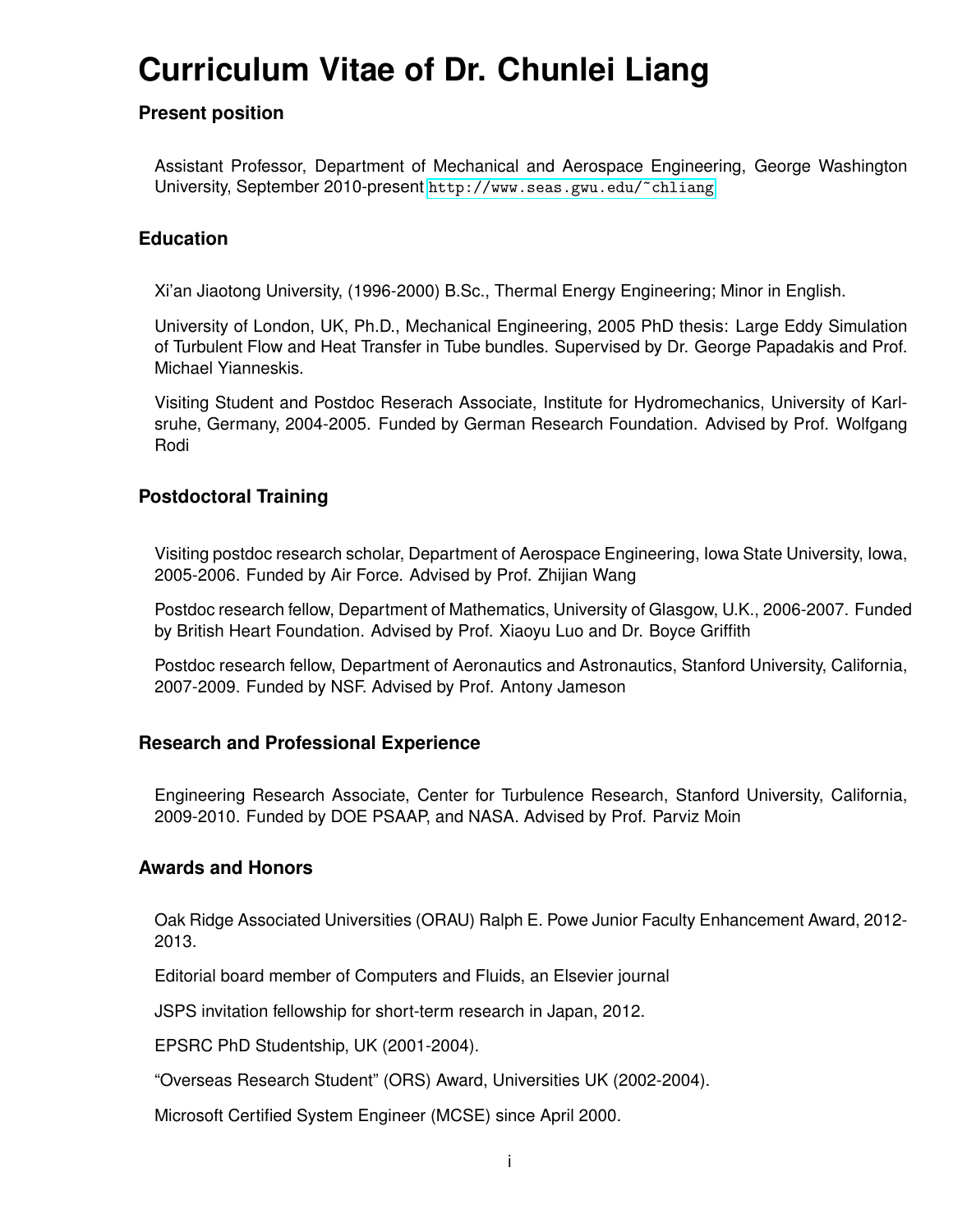# Curriculum Vitae of Dr. Chunlei Liang

### Present position

Assistant Professor, Department of Mechanical and Aerospace Engineering, George Washington University, September 2010-present http://www.seas.gwu.edu/~chliang

### Education

Xi'an Jiaotong University, (1996-2000) B.Sc., Thermal Energy Engineering; Minor in English.

University of London, UK, Ph.D., Mechanical Engineering, 2005 PhD thesis: Large Eddy Simulation of Turbulent Flow and Heat Transfer in Tube bundles. Supervised by Dr. George Papadakis and Prof. Michael Yianneskis.

Visiting Student and Postdoc Reserach Associate, Institute for Hydromechanics, University of Karlsruhe, Germany, 2004-2005. Funded by German Research Foundation. Advised by Prof. Wolfgang Rodi

### Postdoctoral Training

Visiting postdoc research scholar, Department of Aerospace Engineering, Iowa State University, Iowa, 2005-2006. Funded by Air Force. Advised by Prof. Zhijian Wang

Postdoc research fellow, Department of Mathematics, University of Glasgow, U.K., 2006-2007. Funded by British Heart Foundation. Advised by Prof. Xiaoyu Luo and Dr. Boyce Griffith

Postdoc research fellow, Department of Aeronautics and Astronautics, Stanford University, California, 2007-2009. Funded by NSF. Advised by Prof. Antony Jameson

### Research and Professional Experience

Engineering Research Associate, Center for Turbulence Research, Stanford University, California, 2009-2010. Funded by DOE PSAAP, and NASA. Advised by Prof. Parviz Moin

### Awards and Honors

Oak Ridge Associated Universities (ORAU) Ralph E. Powe Junior Faculty Enhancement Award, 2012-2013.

Editorial board member of Computers and Fluids, an Elsevier journal

JSPS invitation fellowship for short-term research in Japan, 2012.

EPSRC PhD Studentship, UK (2001-2004).

"Overseas Research Student" (ORS) Award, Universities UK (2002-2004).

Microsoft Certified System Engineer (MCSE) since April 2000.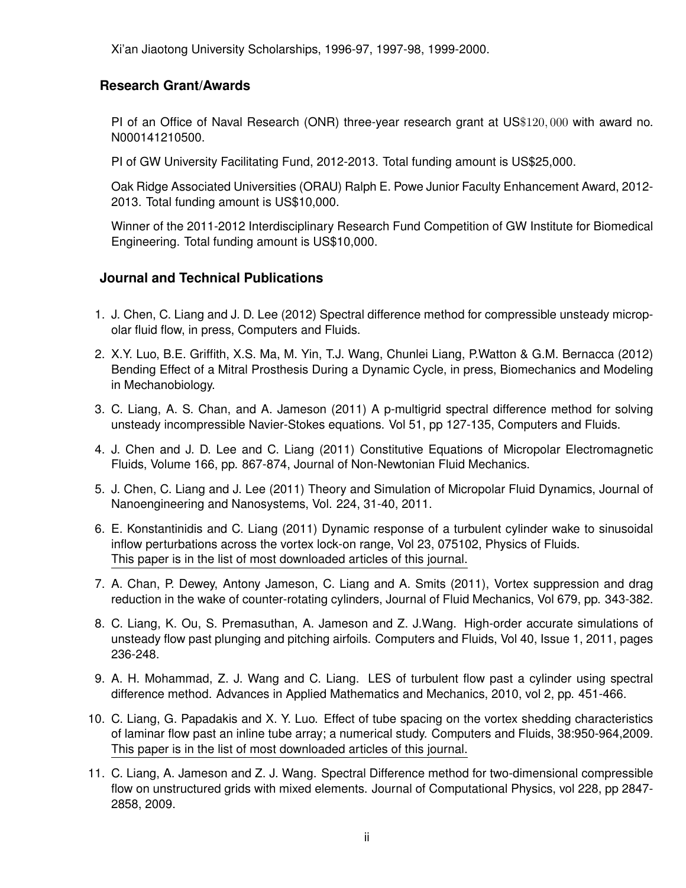Xi'an Jiaotong University Scholarships, 1996-97, 1997-98, 1999-2000.

## Research Grant/Awards

PI of an Office of Naval Research (ONR) three-year research grant at US$\$120,000$ with award no. N000141210500.

PI of GW University Facilitating Fund, 2012-2013. Total funding amount is US$25,000.

Oak Ridge Associated Universities (ORAU) Ralph E. Powe Junior Faculty Enhancement Award, 2012-2013. Total funding amount is US$10,000.

Winner of the 2011-2012 Interdisciplinary Research Fund Competition of GW Institute for Biomedical Engineering. Total funding amount is US$10,000.

## Journal and Technical Publications

1. J. Chen, C. Liang and J. D. Lee (2012) Spectral difference method for compressible unsteady micropolar fluid flow, in press, Computers and Fluids.
2. X.Y. Luo, B.E. Griffith, X.S. Ma, M. Yin, T.J. Wang, Chunlei Liang, P.Watton & G.M. Bernacca (2012) Bending Effect of a Mitral Prosthesis During a Dynamic Cycle, in press, Biomechanics and Modeling in Mechanobiology.
3. C. Liang, A. S. Chan, and A. Jameson (2011) A p-multigrid spectral difference method for solving unsteady incompressible Navier-Stokes equations. Vol 51, pp 127-135, Computers and Fluids.
4. J. Chen and J. D. Lee and C. Liang (2011) Constitutive Equations of Micropolar Electromagnetic Fluids, Volume 166, pp. 867-874, Journal of Non-Newtonian Fluid Mechanics.
5. J. Chen, C. Liang and J. Lee (2011) Theory and Simulation of Micropolar Fluid Dynamics, Journal of Nanoengineering and Nanosystems, Vol. 224, 31-40, 2011.
6. E. Konstantinidis and C. Liang (2011) Dynamic response of a turbulent cylinder wake to sinusoidal inflow perturbations across the vortex lock-on range, Vol 23, 075102, Physics of Fluids.
   This paper is in the list of most downloaded articles of this journal.
7. A. Chan, P. Dewey, Antony Jameson, C. Liang and A. Smits (2011), Vortex suppression and drag reduction in the wake of counter-rotating cylinders, Journal of Fluid Mechanics, Vol 679, pp. 343-382.
8. C. Liang, K. Ou, S. Premasuthan, A. Jameson and Z. J.Wang. High-order accurate simulations of unsteady flow past plunging and pitching airfoils. Computers and Fluids, Vol 40, Issue 1, 2011, pages 236-248.
9. A. H. Mohammad, Z. J. Wang and C. Liang. LES of turbulent flow past a cylinder using spectral difference method. Advances in Applied Mathematics and Mechanics, 2010, vol 2, pp. 451-466.
10. C. Liang, G. Papadakis and X. Y. Luo. Effect of tube spacing on the vortex shedding characteristics of laminar flow past an inline tube array; a numerical study. Computers and Fluids, 38:950-964,2009.
    This paper is in the list of most downloaded articles of this journal.
11. C. Liang, A. Jameson and Z. J. Wang. Spectral Difference method for two-dimensional compressible flow on unstructured grids with mixed elements. Journal of Computational Physics, vol 228, pp 2847-2858, 2009.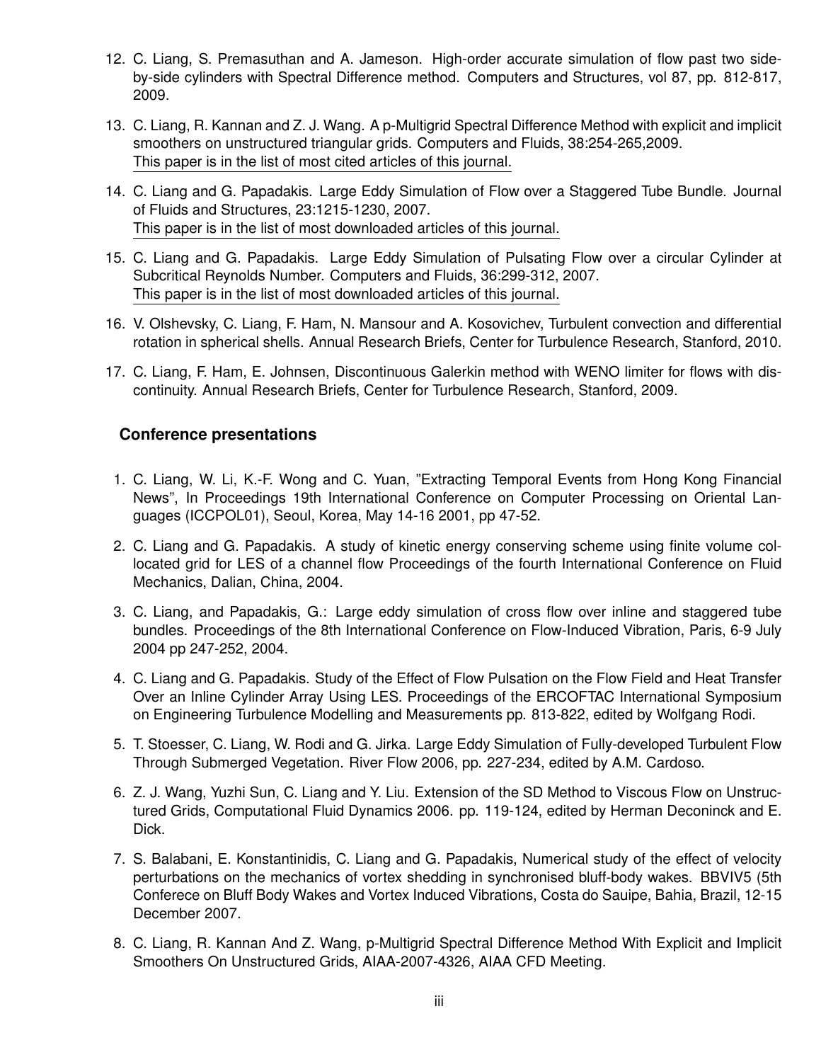12. C. Liang, S. Premasuthan and A. Jameson. High-order accurate simulation of flow past two side-by-side cylinders with Spectral Difference method. Computers and Structures, vol 87, pp. 812-817, 2009.

13. C. Liang, R. Kannan and Z. J. Wang. A p-Multigrid Spectral Difference Method with explicit and implicit smoothers on unstructured triangular grids. Computers and Fluids, 38:254-265,2009.
    This paper is in the list of most cited articles of this journal.

14. C. Liang and G. Papadakis. Large Eddy Simulation of Flow over a Staggered Tube Bundle. Journal of Fluids and Structures, 23:1215-1230, 2007.
    This paper is in the list of most downloaded articles of this journal.

15. C. Liang and G. Papadakis. Large Eddy Simulation of Pulsating Flow over a circular Cylinder at Subcritical Reynolds Number. Computers and Fluids, 36:299-312, 2007.
    This paper is in the list of most downloaded articles of this journal.

16. V. Olshevsky, C. Liang, F. Ham, N. Mansour and A. Kosovichev, Turbulent convection and differential rotation in spherical shells. Annual Research Briefs, Center for Turbulence Research, Stanford, 2010.

17. C. Liang, F. Ham, E. Johnsen, Discontinuous Galerkin method with WENO limiter for flows with discontinuity. Annual Research Briefs, Center for Turbulence Research, Stanford, 2009.

### Conference presentations

1. C. Liang, W. Li, K.-F. Wong and C. Yuan, "Extracting Temporal Events from Hong Kong Financial News", In Proceedings 19th International Conference on Computer Processing on Oriental Languages (ICCPOL01), Seoul, Korea, May 14-16 2001, pp 47-52.

2. C. Liang and G. Papadakis. A study of kinetic energy conserving scheme using finite volume collocated grid for LES of a channel flow Proceedings of the fourth International Conference on Fluid Mechanics, Dalian, China, 2004.

3. C. Liang, and Papadakis, G.: Large eddy simulation of cross flow over inline and staggered tube bundles. Proceedings of the 8th International Conference on Flow-Induced Vibration, Paris, 6-9 July 2004 pp 247-252, 2004.

4. C. Liang and G. Papadakis. Study of the Effect of Flow Pulsation on the Flow Field and Heat Transfer Over an Inline Cylinder Array Using LES. Proceedings of the ERCOFTAC International Symposium on Engineering Turbulence Modelling and Measurements pp. 813-822, edited by Wolfgang Rodi.

5. T. Stoesser, C. Liang, W. Rodi and G. Jirka. Large Eddy Simulation of Fully-developed Turbulent Flow Through Submerged Vegetation. River Flow 2006, pp. 227-234, edited by A.M. Cardoso.

6. Z. J. Wang, Yuzhi Sun, C. Liang and Y. Liu. Extension of the SD Method to Viscous Flow on Unstructured Grids, Computational Fluid Dynamics 2006. pp. 119-124, edited by Herman Deconinck and E. Dick.

7. S. Balabani, E. Konstantinidis, C. Liang and G. Papadakis, Numerical study of the effect of velocity perturbations on the mechanics of vortex shedding in synchronised bluff-body wakes. BBVIV5 (5th Conferece on Bluff Body Wakes and Vortex Induced Vibrations, Costa do Sauipe, Bahia, Brazil, 12-15 December 2007.

8. C. Liang, R. Kannan And Z. Wang, p-Multigrid Spectral Difference Method With Explicit and Implicit Smoothers On Unstructured Grids, AIAA-2007-4326, AIAA CFD Meeting.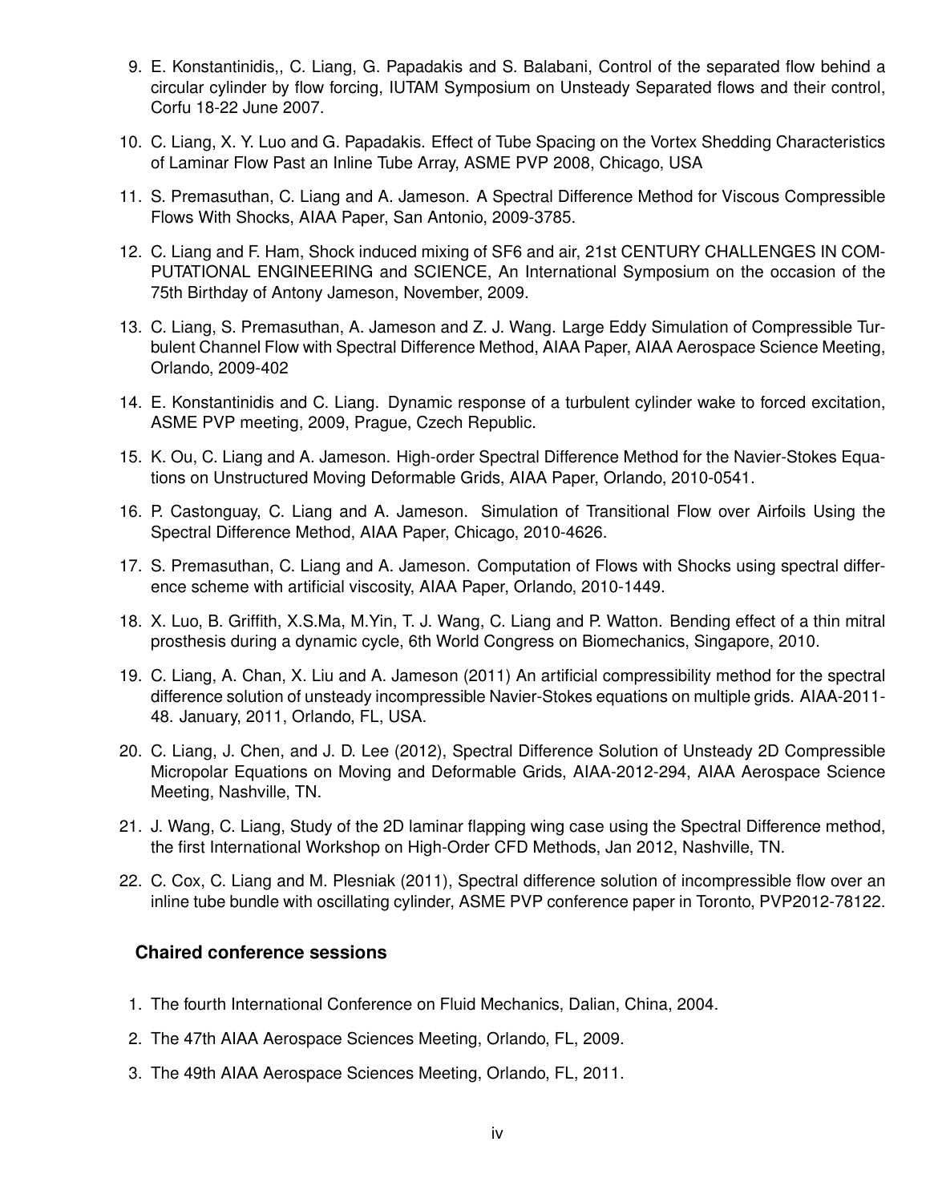9. E. Konstantinidis,, C. Liang, G. Papadakis and S. Balabani, Control of the separated flow behind a circular cylinder by flow forcing, IUTAM Symposium on Unsteady Separated flows and their control, Corfu 18-22 June 2007.
10. C. Liang, X. Y. Luo and G. Papadakis. Effect of Tube Spacing on the Vortex Shedding Characteristics of Laminar Flow Past an Inline Tube Array, ASME PVP 2008, Chicago, USA
11. S. Premasuthan, C. Liang and A. Jameson. A Spectral Difference Method for Viscous Compressible Flows With Shocks, AIAA Paper, San Antonio, 2009-3785.
12. C. Liang and F. Ham, Shock induced mixing of SF6 and air, 21st CENTURY CHALLENGES IN COMPUTATIONAL ENGINEERING and SCIENCE, An International Symposium on the occasion of the 75th Birthday of Antony Jameson, November, 2009.
13. C. Liang, S. Premasuthan, A. Jameson and Z. J. Wang. Large Eddy Simulation of Compressible Turbulent Channel Flow with Spectral Difference Method, AIAA Paper, AIAA Aerospace Science Meeting, Orlando, 2009-402
14. E. Konstantinidis and C. Liang. Dynamic response of a turbulent cylinder wake to forced excitation, ASME PVP meeting, 2009, Prague, Czech Republic.
15. K. Ou, C. Liang and A. Jameson. High-order Spectral Difference Method for the Navier-Stokes Equations on Unstructured Moving Deformable Grids, AIAA Paper, Orlando, 2010-0541.
16. P. Castonguay, C. Liang and A. Jameson. Simulation of Transitional Flow over Airfoils Using the Spectral Difference Method, AIAA Paper, Chicago, 2010-4626.
17. S. Premasuthan, C. Liang and A. Jameson. Computation of Flows with Shocks using spectral difference scheme with artificial viscosity, AIAA Paper, Orlando, 2010-1449.
18. X. Luo, B. Griffith, X.S.Ma, M.Yin, T. J. Wang, C. Liang and P. Watton. Bending effect of a thin mitral prosthesis during a dynamic cycle, 6th World Congress on Biomechanics, Singapore, 2010.
19. C. Liang, A. Chan, X. Liu and A. Jameson (2011) An artificial compressibility method for the spectral difference solution of unsteady incompressible Navier-Stokes equations on multiple grids. AIAA-2011-48. January, 2011, Orlando, FL, USA.
20. C. Liang, J. Chen, and J. D. Lee (2012), Spectral Difference Solution of Unsteady 2D Compressible Micropolar Equations on Moving and Deformable Grids, AIAA-2012-294, AIAA Aerospace Science Meeting, Nashville, TN.
21. J. Wang, C. Liang, Study of the 2D laminar flapping wing case using the Spectral Difference method, the first International Workshop on High-Order CFD Methods, Jan 2012, Nashville, TN.
22. C. Cox, C. Liang and M. Plesniak (2011), Spectral difference solution of incompressible flow over an inline tube bundle with oscillating cylinder, ASME PVP conference paper in Toronto, PVP2012-78122.

## Chaired conference sessions

1. The fourth International Conference on Fluid Mechanics, Dalian, China, 2004.
2. The 47th AIAA Aerospace Sciences Meeting, Orlando, FL, 2009.
3. The 49th AIAA Aerospace Sciences Meeting, Orlando, FL, 2011.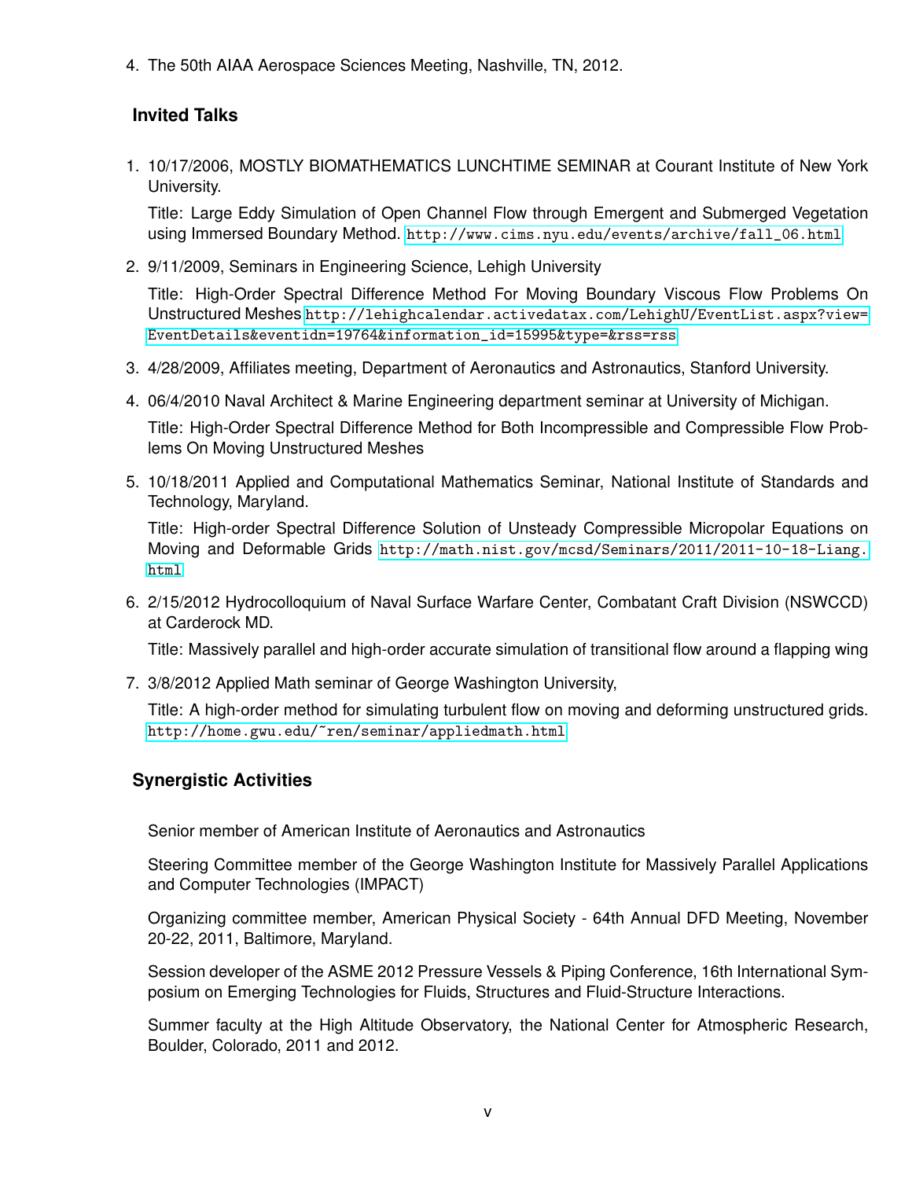4. The 50th AIAA Aerospace Sciences Meeting, Nashville, TN, 2012.

### Invited Talks

1. 10/17/2006, MOSTLY BIOMATHEMATICS LUNCHTIME SEMINAR at Courant Institute of New York University.

   Title: Large Eddy Simulation of Open Channel Flow through Emergent and Submerged Vegetation using Immersed Boundary Method. http://www.cims.nyu.edu/events/archive/fall_06.html

2. 9/11/2009, Seminars in Engineering Science, Lehigh University

   Title: High-Order Spectral Difference Method For Moving Boundary Viscous Flow Problems On Unstructured Meshes http://lehighcalendar.activedatax.com/LehighU/EventList.aspx?view=EventDetails&eventidn=19764&information_id=15995&type=&rss=rss

3. 4/28/2009, Affiliates meeting, Department of Aeronautics and Astronautics, Stanford University.

4. 06/4/2010 Naval Architect & Marine Engineering department seminar at University of Michigan.

   Title: High-Order Spectral Difference Method for Both Incompressible and Compressible Flow Problems On Moving Unstructured Meshes

5. 10/18/2011 Applied and Computational Mathematics Seminar, National Institute of Standards and Technology, Maryland.

   Title: High-order Spectral Difference Solution of Unsteady Compressible Micropolar Equations on Moving and Deformable Grids http://math.nist.gov/mcsd/Seminars/2011/2011-10-18-Liang.html

6. 2/15/2012 Hydrocolloquium of Naval Surface Warfare Center, Combatant Craft Division (NSWCCD) at Carderock MD.

   Title: Massively parallel and high-order accurate simulation of transitional flow around a flapping wing

7. 3/8/2012 Applied Math seminar of George Washington University,

   Title: A high-order method for simulating turbulent flow on moving and deforming unstructured grids. http://home.gwu.edu/~ren/seminar/appliedmath.html

### Synergistic Activities

Senior member of American Institute of Aeronautics and Astronautics

Steering Committee member of the George Washington Institute for Massively Parallel Applications and Computer Technologies (IMPACT)

Organizing committee member, American Physical Society - 64th Annual DFD Meeting, November 20-22, 2011, Baltimore, Maryland.

Session developer of the ASME 2012 Pressure Vessels & Piping Conference, 16th International Symposium on Emerging Technologies for Fluids, Structures and Fluid-Structure Interactions.

Summer faculty at the High Altitude Observatory, the National Center for Atmospheric Research, Boulder, Colorado, 2011 and 2012.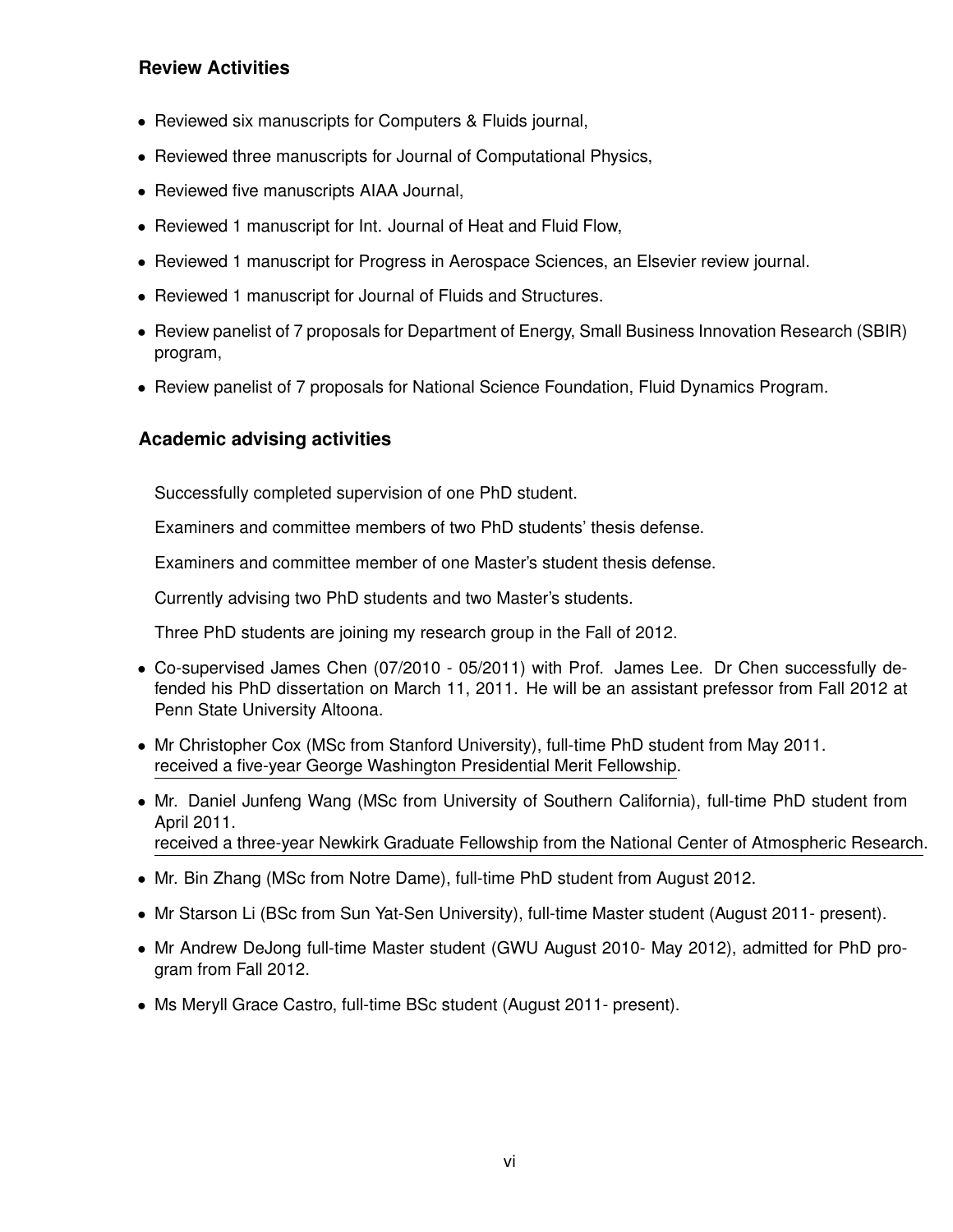### Review Activities

- Reviewed six manuscripts for Computers & Fluids journal,
- Reviewed three manuscripts for Journal of Computational Physics,
- Reviewed five manuscripts AIAA Journal,
- Reviewed 1 manuscript for Int. Journal of Heat and Fluid Flow,
- Reviewed 1 manuscript for Progress in Aerospace Sciences, an Elsevier review journal.
- Reviewed 1 manuscript for Journal of Fluids and Structures.
- Review panelist of 7 proposals for Department of Energy, Small Business Innovation Research (SBIR) program,
- Review panelist of 7 proposals for National Science Foundation, Fluid Dynamics Program.

### Academic advising activities

Successfully completed supervision of one PhD student.

Examiners and committee members of two PhD students' thesis defense.

Examiners and committee member of one Master's student thesis defense.

Currently advising two PhD students and two Master's students.

Three PhD students are joining my research group in the Fall of 2012.

- Co-supervised James Chen (07/2010 - 05/2011) with Prof. James Lee. Dr Chen successfully defended his PhD dissertation on March 11, 2011. He will be an assistant prefessor from Fall 2012 at Penn State University Altoona.
- Mr Christopher Cox (MSc from Stanford University), full-time PhD student from May 2011. received a five-year George Washington Presidential Merit Fellowship.
- Mr. Daniel Junfeng Wang (MSc from University of Southern California), full-time PhD student from April 2011. received a three-year Newkirk Graduate Fellowship from the National Center of Atmospheric Research.
- Mr. Bin Zhang (MSc from Notre Dame), full-time PhD student from August 2012.
- Mr Starson Li (BSc from Sun Yat-Sen University), full-time Master student (August 2011- present).
- Mr Andrew DeJong full-time Master student (GWU August 2010- May 2012), admitted for PhD program from Fall 2012.
- Ms Meryll Grace Castro, full-time BSc student (August 2011- present).